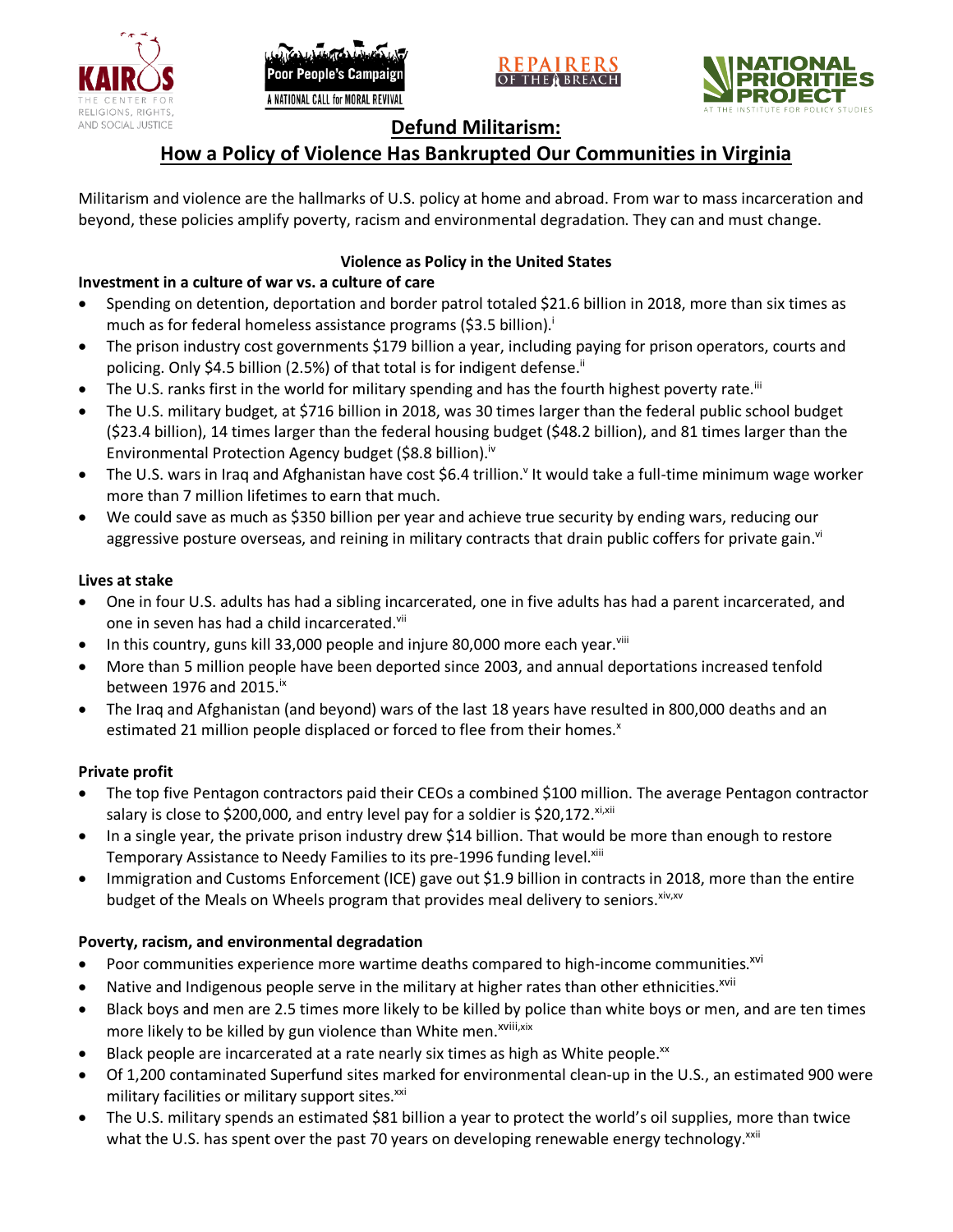# Defund Militarism:

## How a Policy of Violence Has Bankrupted Our Communities in Virginia

Militarism and violence are the hallmarks of U.S. policy at home and abroad. From war to mass incarceration and beyond, these policies amplify poverty, racism and environmental degradation. They can and must change.

### Violence as Policy in the United States

**Investment in a culture of war vs. a culture of care**

- Spending on detention, deportation and border patrol totaled $21.6 billion in 2018, more than six times as much as for federal homeless assistance programs ($3.5 billion).[i]
- The prison industry cost governments $179 billion a year, including paying for prison operators, courts and policing. Only $4.5 billion (2.5%) of that total is for indigent defense.[ii]
- The U.S. ranks first in the world for military spending and has the fourth highest poverty rate.[iii]
- The U.S. military budget, at $716 billion in 2018, was 30 times larger than the federal public school budget ($23.4 billion), 14 times larger than the federal housing budget ($48.2 billion), and 81 times larger than the Environmental Protection Agency budget ($8.8 billion).[iv]
- The U.S. wars in Iraq and Afghanistan have cost $6.4 trillion.[v] It would take a full-time minimum wage worker more than 7 million lifetimes to earn that much.
- We could save as much as $350 billion per year and achieve true security by ending wars, reducing our aggressive posture overseas, and reining in military contracts that drain public coffers for private gain.[vi]

**Lives at stake**

- One in four U.S. adults has had a sibling incarcerated, one in five adults has had a parent incarcerated, and one in seven has had a child incarcerated.[vii]
- In this country, guns kill 33,000 people and injure 80,000 more each year.[viii]
- More than 5 million people have been deported since 2003, and annual deportations increased tenfold between 1976 and 2015.[ix]
- The Iraq and Afghanistan (and beyond) wars of the last 18 years have resulted in 800,000 deaths and an estimated 21 million people displaced or forced to flee from their homes.[x]

**Private profit**

- The top five Pentagon contractors paid their CEOs a combined $100 million. The average Pentagon contractor salary is close to $200,000, and entry level pay for a soldier is $20,172.[xi,xii]
- In a single year, the private prison industry drew $14 billion. That would be more than enough to restore Temporary Assistance to Needy Families to its pre-1996 funding level.[xiii]
- Immigration and Customs Enforcement (ICE) gave out $1.9 billion in contracts in 2018, more than the entire budget of the Meals on Wheels program that provides meal delivery to seniors.[xiv,xv]

**Poverty, racism, and environmental degradation**

- Poor communities experience more wartime deaths compared to high-income communities.[xvi]
- Native and Indigenous people serve in the military at higher rates than other ethnicities.[xvii]
- Black boys and men are 2.5 times more likely to be killed by police than white boys or men, and are ten times more likely to be killed by gun violence than White men.[xviii,xix]
- Black people are incarcerated at a rate nearly six times as high as White people.[xx]
- Of 1,200 contaminated Superfund sites marked for environmental clean-up in the U.S., an estimated 900 were military facilities or military support sites.[xxi]
- The U.S. military spends an estimated $81 billion a year to protect the world's oil supplies, more than twice what the U.S. has spent over the past 70 years on developing renewable energy technology.[xxii]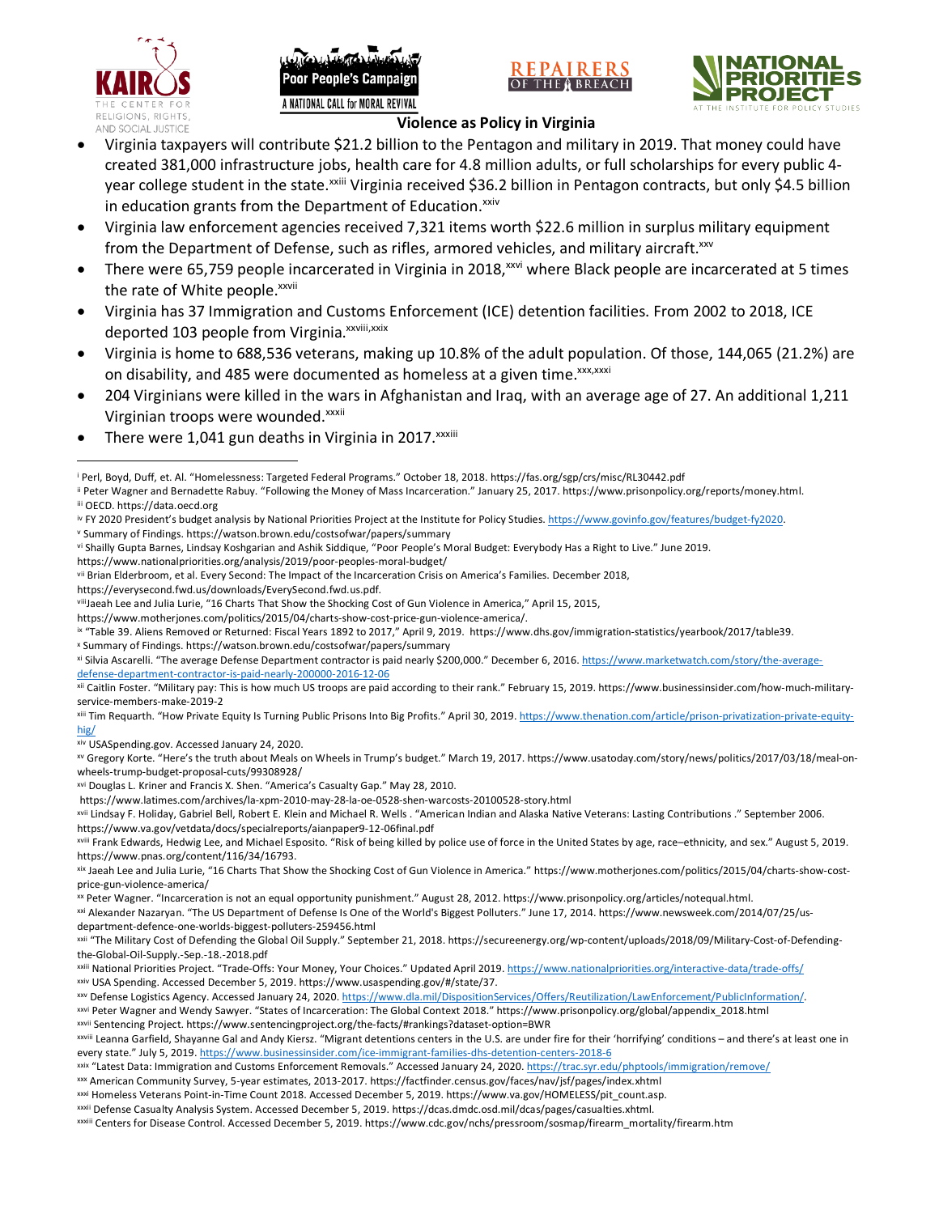**Violence as Policy in Virginia**

- Virginia taxpayers will contribute $21.2 billion to the Pentagon and military in 2019. That money could have created 381,000 infrastructure jobs, health care for 4.8 million adults, or full scholarships for every public 4-year college student in the state.[xxiii] Virginia received $36.2 billion in Pentagon contracts, but only $4.5 billion in education grants from the Department of Education.[xxiv]
- Virginia law enforcement agencies received 7,321 items worth $22.6 million in surplus military equipment from the Department of Defense, such as rifles, armored vehicles, and military aircraft.[xxv]
- There were 65,759 people incarcerated in Virginia in 2018,[xxvi] where Black people are incarcerated at 5 times the rate of White people.[xxvii]
- Virginia has 37 Immigration and Customs Enforcement (ICE) detention facilities. From 2002 to 2018, ICE deported 103 people from Virginia.[xxviii,xxix]
- Virginia is home to 688,536 veterans, making up 10.8% of the adult population. Of those, 144,065 (21.2%) are on disability, and 485 were documented as homeless at a given time.[xxx,xxxi]
- 204 Virginians were killed in the wars in Afghanistan and Iraq, with an average age of 27. An additional 1,211 Virginian troops were wounded.[xxxii]
- There were 1,041 gun deaths in Virginia in 2017.[xxxiii]

---

[i] Perl, Boyd, Duff, et. Al. "Homelessness: Targeted Federal Programs." October 18, 2018. https://fas.org/sgp/crs/misc/RL30442.pdf

[ii] Peter Wagner and Bernadette Rabuy. "Following the Money of Mass Incarceration." January 25, 2017. https://www.prisonpolicy.org/reports/money.html.

[iii] OECD. https://data.oecd.org

[iv] FY 2020 President's budget analysis by National Priorities Project at the Institute for Policy Studies. https://www.govinfo.gov/features/budget-fy2020.

[v] Summary of Findings. https://watson.brown.edu/costsofwar/papers/summary

[vi] Shailly Gupta Barnes, Lindsay Koshgarian and Ashik Siddique, "Poor People's Moral Budget: Everybody Has a Right to Live." June 2019. https://www.nationalpriorities.org/analysis/2019/poor-peoples-moral-budget/

[vii] Brian Elderbroom, et al. Every Second: The Impact of the Incarceration Crisis on America's Families. December 2018, https://everysecond.fwd.us/downloads/EverySecond.fwd.us.pdf.

[viii] Jaeah Lee and Julia Lurie, "16 Charts That Show the Shocking Cost of Gun Violence in America," April 15, 2015, https://www.motherjones.com/politics/2015/04/charts-show-cost-price-gun-violence-america/.

[ix] "Table 39. Aliens Removed or Returned: Fiscal Years 1892 to 2017," April 9, 2019. https://www.dhs.gov/immigration-statistics/yearbook/2017/table39.

[x] Summary of Findings. https://watson.brown.edu/costsofwar/papers/summary

[xi] Silvia Ascarelli. "The average Defense Department contractor is paid nearly $200,000." December 6, 2016. https://www.marketwatch.com/story/the-average-defense-department-contractor-is-paid-nearly-200000-2016-12-06

[xii] Caitlin Foster. "Military pay: This is how much US troops are paid according to their rank." February 15, 2019. https://www.businessinsider.com/how-much-military-service-members-make-2019-2

[xiii] Tim Requarth. "How Private Equity Is Turning Public Prisons Into Big Profits." April 30, 2019. https://www.thenation.com/article/prison-privatization-private-equity-hig/

[xiv] USASpending.gov. Accessed January 24, 2020.

[xv] Gregory Korte. "Here's the truth about Meals on Wheels in Trump's budget." March 19, 2017. https://www.usatoday.com/story/news/politics/2017/03/18/meal-on-wheels-trump-budget-proposal-cuts/99308928/

[xvi] Douglas L. Kriner and Francis X. Shen. "America's Casualty Gap." May 28, 2010. https://www.latimes.com/archives/la-xpm-2010-may-28-la-oe-0528-shen-warcosts-20100528-story.html

[xvii] Lindsay F. Holiday, Gabriel Bell, Robert E. Klein and Michael R. Wells . "American Indian and Alaska Native Veterans: Lasting Contributions ." September 2006. https://www.va.gov/vetdata/docs/specialreports/aianpaper9-12-06final.pdf

[xviii] Frank Edwards, Hedwig Lee, and Michael Esposito. "Risk of being killed by police use of force in the United States by age, race–ethnicity, and sex." August 5, 2019. https://www.pnas.org/content/116/34/16793.

[xix] Jaeah Lee and Julia Lurie, "16 Charts That Show the Shocking Cost of Gun Violence in America." https://www.motherjones.com/politics/2015/04/charts-show-cost-price-gun-violence-america/

[xx] Peter Wagner. "Incarceration is not an equal opportunity punishment." August 28, 2012. https://www.prisonpolicy.org/articles/notequal.html.

[xxi] Alexander Nazaryan. "The US Department of Defense Is One of the World's Biggest Polluters." June 17, 2014. https://www.newsweek.com/2014/07/25/us-department-defence-one-worlds-biggest-polluters-259456.html

[xxii] "The Military Cost of Defending the Global Oil Supply." September 21, 2018. https://secureenergy.org/wp-content/uploads/2018/09/Military-Cost-of-Defending-the-Global-Oil-Supply.-Sep.-18.-2018.pdf

[xxiii] National Priorities Project. "Trade-Offs: Your Money, Your Choices." Updated April 2019. https://www.nationalpriorities.org/interactive-data/trade-offs/

[xxiv] USA Spending. Accessed December 5, 2019. https://www.usaspending.gov/#/state/37.

[xxv] Defense Logistics Agency. Accessed January 24, 2020. https://www.dla.mil/DispositionServices/Offers/Reutilization/LawEnforcement/PublicInformation/.

[xxvi] Peter Wagner and Wendy Sawyer. "States of Incarceration: The Global Context 2018." https://www.prisonpolicy.org/global/appendix_2018.html

[xxvii] Sentencing Project. https://www.sentencingproject.org/the-facts/#rankings?dataset-option=BWR

[xxviii] Leanna Garfield, Shayanne Gal and Andy Kiersz. "Migrant detentions centers in the U.S. are under fire for their 'horrifying' conditions – and there's at least one in every state." July 5, 2019. https://www.businessinsider.com/ice-immigrant-families-dhs-detention-centers-2018-6

[xxix] "Latest Data: Immigration and Customs Enforcement Removals." Accessed January 24, 2020. https://trac.syr.edu/phptools/immigration/remove/

[xxx] American Community Survey, 5-year estimates, 2013-2017. https://factfinder.census.gov/faces/nav/jsf/pages/index.xhtml

[xxxi] Homeless Veterans Point-in-Time Count 2018. Accessed December 5, 2019. https://www.va.gov/HOMELESS/pit_count.asp.

[xxxii] Defense Casualty Analysis System. Accessed December 5, 2019. https://dcas.dmdc.osd.mil/dcas/pages/casualties.xhtml.

[xxxiii] Centers for Disease Control. Accessed December 5, 2019. https://www.cdc.gov/nchs/pressroom/sosmap/firearm_mortality/firearm.htm